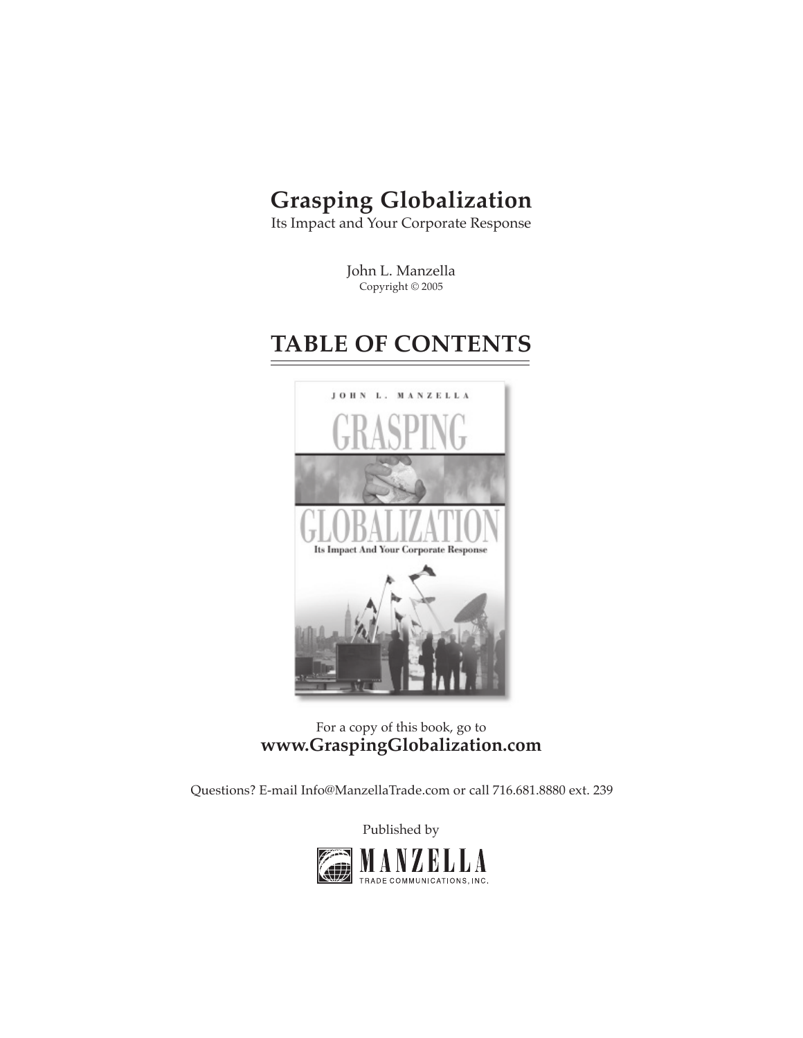# Grasping Globalization

Its Impact and Your Corporate Response

John L. Manzella

Copyright © 2005

## TABLE OF CONTENTS

For a copy of this book, go to

**www.GraspingGlobalization.com**

Questions? E-mail Info@ManzellaTrade.com or call 716.681.8880 ext. 239

Published by

MANZELLA TRADE COMMUNICATIONS, INC.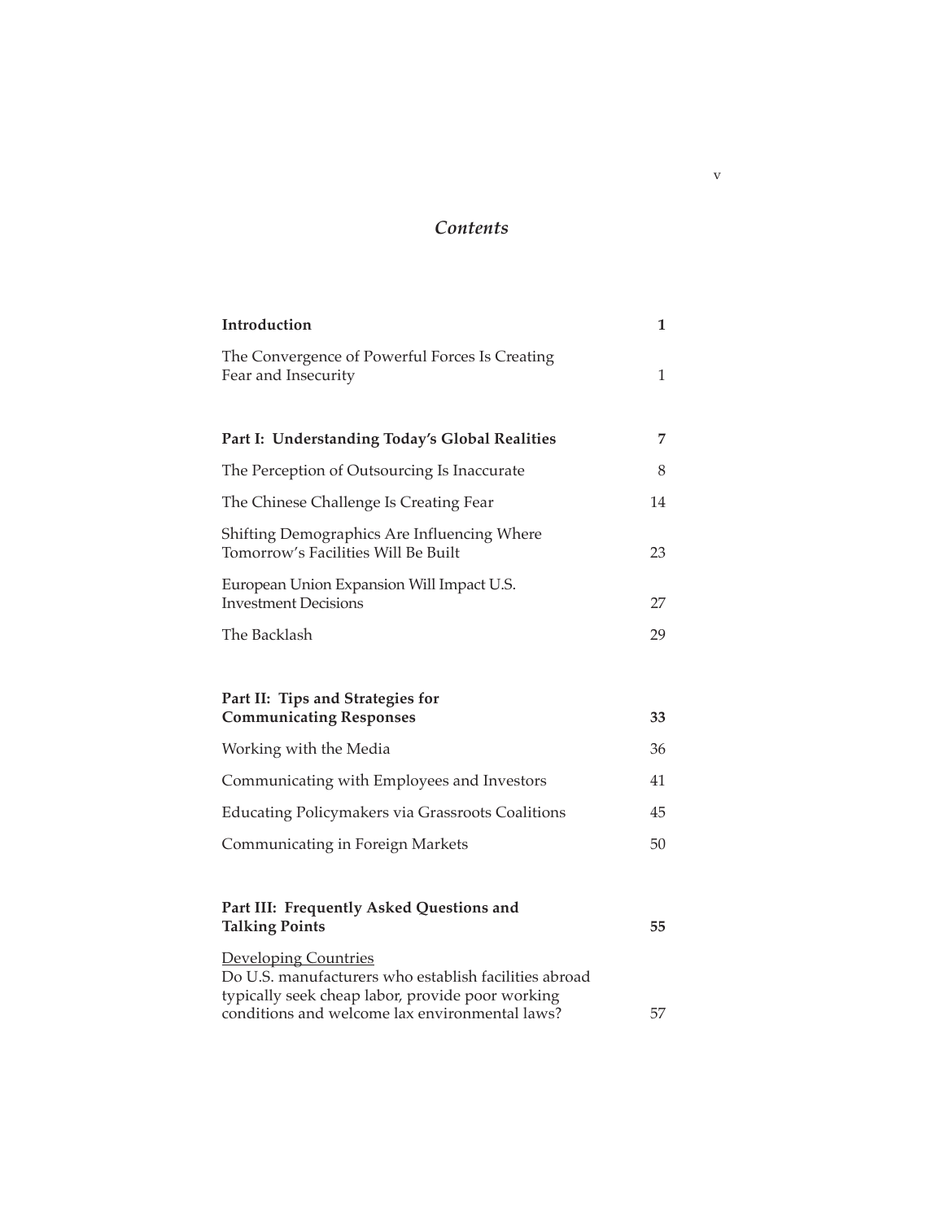# *Contents*

| | |
|---|---|
| **Introduction** | **1** |
| The Convergence of Powerful Forces Is Creating Fear and Insecurity | 1 |
| **Part I: Understanding Today's Global Realities** | **7** |
| The Perception of Outsourcing Is Inaccurate | 8 |
| The Chinese Challenge Is Creating Fear | 14 |
| Shifting Demographics Are Influencing Where Tomorrow's Facilities Will Be Built | 23 |
| European Union Expansion Will Impact U.S. Investment Decisions | 27 |
| The Backlash | 29 |
| **Part II: Tips and Strategies for Communicating Responses** | **33** |
| Working with the Media | 36 |
| Communicating with Employees and Investors | 41 |
| Educating Policymakers via Grassroots Coalitions | 45 |
| Communicating in Foreign Markets | 50 |
| **Part III: Frequently Asked Questions and Talking Points** | **55** |
| <u>Developing Countries</u><br>Do U.S. manufacturers who establish facilities abroad typically seek cheap labor, provide poor working conditions and welcome lax environmental laws? | 57 |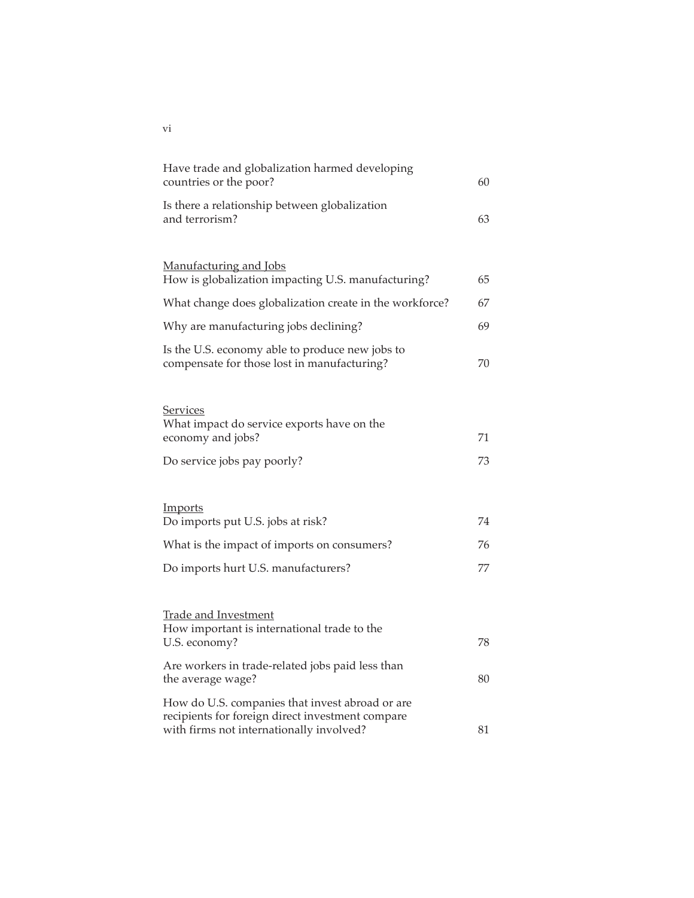Have trade and globalization harmed developing countries or the poor? 60

Is there a relationship between globalization and terrorism? 63

Manufacturing and Jobs

How is globalization impacting U.S. manufacturing? 65

What change does globalization create in the workforce? 67

Why are manufacturing jobs declining? 69

Is the U.S. economy able to produce new jobs to compensate for those lost in manufacturing? 70

Services

What impact do service exports have on the economy and jobs? 71

Do service jobs pay poorly? 73

Imports

Do imports put U.S. jobs at risk? 74

What is the impact of imports on consumers? 76

Do imports hurt U.S. manufacturers? 77

Trade and Investment

How important is international trade to the U.S. economy? 78

Are workers in trade-related jobs paid less than the average wage? 80

How do U.S. companies that invest abroad or are recipients for foreign direct investment compare with firms not internationally involved? 81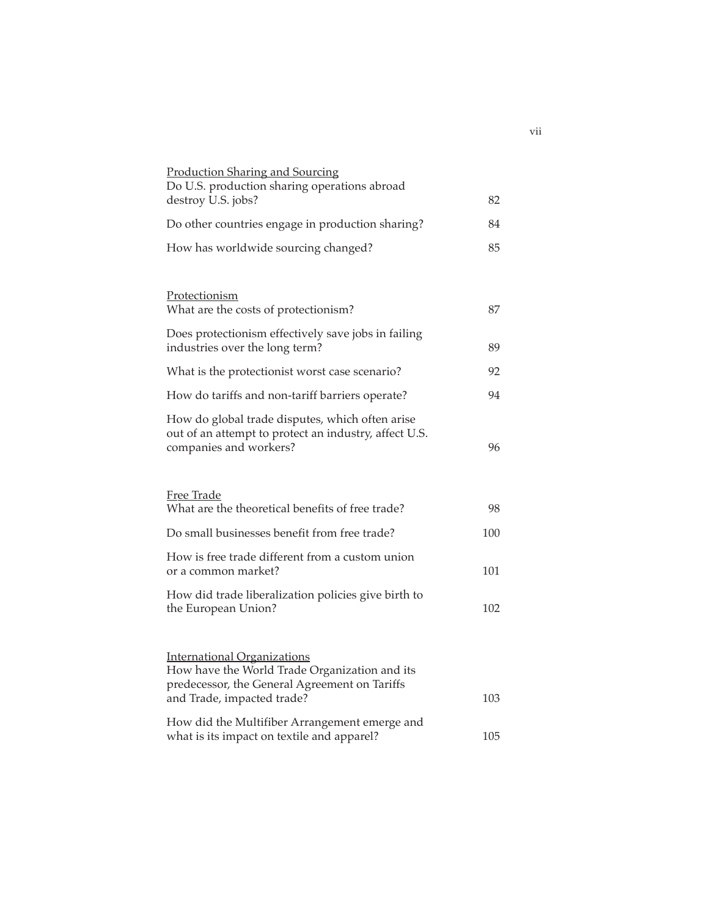<u>Production Sharing and Sourcing</u>

| | |
|---|---|
| Do U.S. production sharing operations abroad destroy U.S. jobs? | 82 |
| Do other countries engage in production sharing? | 84 |
| How has worldwide sourcing changed? | 85 |

<u>Protectionism</u>

| | |
|---|---|
| What are the costs of protectionism? | 87 |
| Does protectionism effectively save jobs in failing industries over the long term? | 89 |
| What is the protectionist worst case scenario? | 92 |
| How do tariffs and non-tariff barriers operate? | 94 |
| How do global trade disputes, which often arise out of an attempt to protect an industry, affect U.S. companies and workers? | 96 |

<u>Free Trade</u>

| | |
|---|---|
| What are the theoretical benefits of free trade? | 98 |
| Do small businesses benefit from free trade? | 100 |
| How is free trade different from a custom union or a common market? | 101 |
| How did trade liberalization policies give birth to the European Union? | 102 |

<u>International Organizations</u>

| | |
|---|---|
| How have the World Trade Organization and its predecessor, the General Agreement on Tariffs and Trade, impacted trade? | 103 |
| How did the Multifiber Arrangement emerge and what is its impact on textile and apparel? | 105 |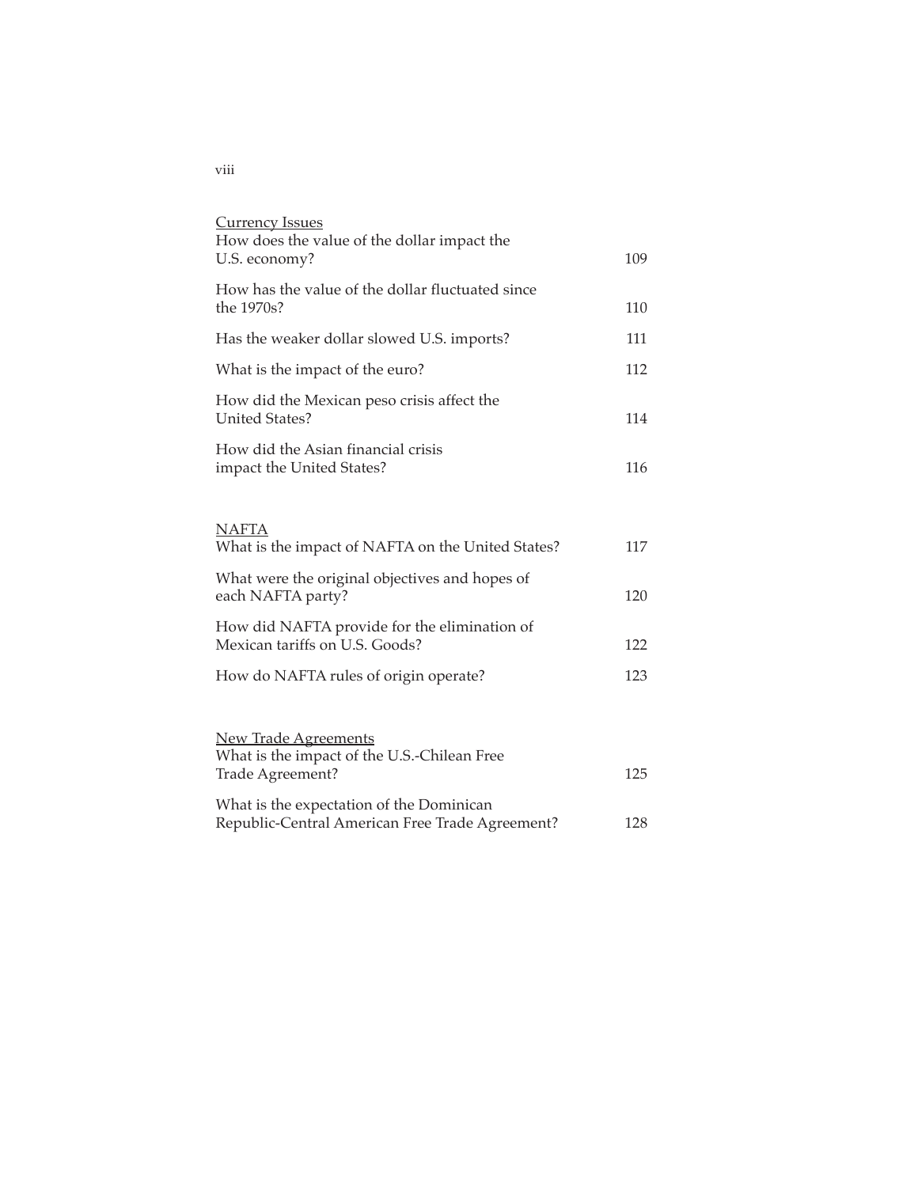Currency Issues

| | |
|---|---|
| How does the value of the dollar impact the U.S. economy? | 109 |
| How has the value of the dollar fluctuated since the 1970s? | 110 |
| Has the weaker dollar slowed U.S. imports? | 111 |
| What is the impact of the euro? | 112 |
| How did the Mexican peso crisis affect the United States? | 114 |
| How did the Asian financial crisis impact the United States? | 116 |

NAFTA

| | |
|---|---|
| What is the impact of NAFTA on the United States? | 117 |
| What were the original objectives and hopes of each NAFTA party? | 120 |
| How did NAFTA provide for the elimination of Mexican tariffs on U.S. Goods? | 122 |
| How do NAFTA rules of origin operate? | 123 |

New Trade Agreements

| | |
|---|---|
| What is the impact of the U.S.-Chilean Free Trade Agreement? | 125 |
| What is the expectation of the Dominican Republic-Central American Free Trade Agreement? | 128 |